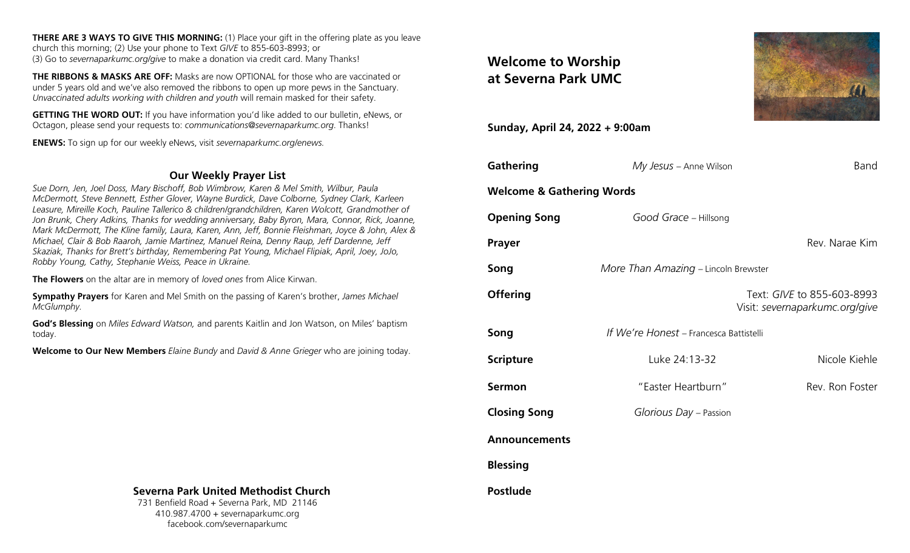**THERE ARE 3 WAYS TO GIVE THIS MORNING:** (1) Place your gift in the offering plate as you leave church this morning; (2) Use your phone to Text *GIVE* to 855-603-8993; or (3) Go to *severnaparkumc.org/give* to make a donation via credit card. Many Thanks!

**THE RIBBONS & MASKS ARE OFF:** Masks are now OPTIONAL for those who are vaccinated or under 5 years old and we've also removed the ribbons to open up more pews in the Sanctuary. *Unvaccinated adults working with children and youth* will remain masked for their safety.

**GETTING THE WORD OUT:** If you have information you'd like added to our bulletin, eNews, or Octagon, please send your requests to: *communications@severnaparkumc.org*. Thanks!

**ENEWS:** To sign up for our weekly eNews, visit *severnaparkumc.org/enews.*

### Our Weekly Prayer List

*Sue Dorn, Jen, Joel Doss, Mary Bischoff, Bob Wimbrow, Karen & Mel Smith, Wilbur, Paula McDermott, Steve Bennett, Esther Glover, Wayne Burdick, Dave Colborne, Sydney Clark, Karleen Leasure, Mireille Koch, Pauline Tallerico & children/grandchildren, Karen Wolcott, Grandmother of Jon Brunk, Chery Adkins, Thanks for wedding anniversary, Baby Byron, Mara, Connor, Rick, Joanne, Mark McDermott, The Kline family, Laura, Karen, Ann, Jeff, Bonnie Fleishman, Joyce & John, Alex & Michael, Clair & Bob Raaroh, Jamie Martinez, Manuel Reina, Denny Raup, Jeff Dardenne, Jeff Skaziak, Thanks for Brett's birthday, Remembering Pat Young, Michael Flipiak, April, Joey, JoJo, Robby Young, Cathy, Stephanie Weiss, Peace in Ukraine.*

**The Flowers** on the altar are in memory of *loved ones* from Alice Kirwan.

**Sympathy Prayers** for Karen and Mel Smith on the passing of Karen's brother, *James Michael McGlumphy.*

**God's Blessing** on *Miles Edward Watson,* and parents Kaitlin and Jon Watson, on Miles' baptism today.

**Welcome to Our New Members** *Elaine Bundy* and *David & Anne Grieger* who are joining today.

**Severna Park United Methodist Church**
731 Benfield Road + Severna Park, MD 21146
410.987.4700 + severnaparkumc.org
facebook.com/severnaparkumc

## Welcome to Worship at Severna Park UMC

**Sunday, April 24, 2022 + 9:00am**

| | | |
|---|---|---|
| **Gathering** | *My Jesus* – Anne Wilson | Band |
| **Welcome & Gathering Words** | | |
| **Opening Song** | *Good Grace* – Hillsong | |
| **Prayer** | | Rev. Narae Kim |
| **Song** | *More Than Amazing* – Lincoln Brewster | |
| **Offering** | | Text: *GIVE* to 855-603-8993 Visit: *severnaparkumc.org/give* |
| **Song** | *If We're Honest* – Francesca Battistelli | |
| **Scripture** | Luke 24:13-32 | Nicole Kiehle |
| **Sermon** | "Easter Heartburn" | Rev. Ron Foster |
| **Closing Song** | *Glorious Day* – Passion | |
| **Announcements** | | |
| **Blessing** | | |
| **Postlude** | | |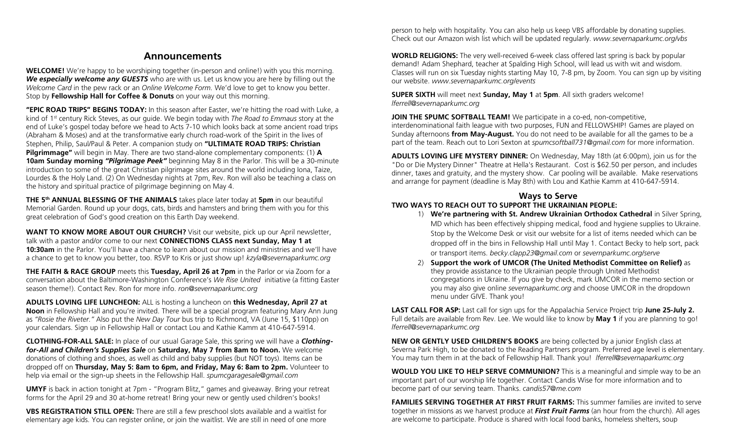## Announcements

**WELCOME!** We're happy to be worshiping together (in-person and online!) with you this morning. ***We especially welcome any GUESTS*** who are with us. Let us know you are here by filling out the *Welcome Card* in the pew rack or an *Online Welcome Form*. We'd love to get to know you better. Stop by **Fellowship Hall for Coffee & Donuts** on your way out this morning.

**"EPIC ROAD TRIPS" BEGINS TODAY:** In this season after Easter, we're hitting the road with Luke, a kind of 1st century Rick Steves, as our guide. We begin today with *The Road to Emmaus* story at the end of Luke's gospel today before we head to Acts 7-10 which looks back at some ancient road trips (Abraham & Moses) and at the transformative early church road-work of the Spirit in the lives of Stephen, Philip, Saul/Paul & Peter. A companion study on **"ULTIMATE ROAD TRIPS: Christian Pilgrimmage"** will begin in May. There are two stand-alone complementary components: (1) **A 10am Sunday morning *"Pilgrimage Peek"*** beginning May 8 in the Parlor. This will be a 30-minute introduction to some of the great Christian pilgrimage sites around the world including Iona, Taize, Lourdes & the Holy Land. (2) On Wednesday nights at 7pm, Rev. Ron will also be teaching a class on the history and spiritual practice of pilgrimage beginning on May 4.

**THE 5th ANNUAL BLESSING OF THE ANIMALS** takes place later today at **5pm** in our beautiful Memorial Garden. Round up your dogs, cats, birds and hamsters and bring them with you for this great celebration of God's good creation on this Earth Day weekend.

**WANT TO KNOW MORE ABOUT OUR CHURCH?** Visit our website, pick up our April newsletter, talk with a pastor and/or come to our next **CONNECTIONS CLASS next Sunday, May 1 at 10:30am** in the Parlor. You'll have a chance to learn about our mission and ministries and we'll have a chance to get to know you better, too. RSVP to Kris or just show up! *kzyla@severnaparkumc.org*

**THE FAITH & RACE GROUP** meets this **Tuesday, April 26 at 7pm** in the Parlor or via Zoom for a conversation about the Baltimore-Washington Conference's *We Rise United* initiative (a fitting Easter season theme!). Contact Rev. Ron for more info. *ron@severnaparkumc.org*

**ADULTS LOVING LIFE LUNCHEON:** ALL is hosting a luncheon on **this Wednesday, April 27 at Noon** in Fellowship Hall and you're invited. There will be a special program featuring Mary Ann Jung as *"Rosie the Riveter."* Also put the *New Day Tour* bus trip to Richmond, VA (June 15, $110pp) on your calendars. Sign up in Fellowship Hall or contact Lou and Kathie Kamm at 410-647-5914.

**CLOTHING-FOR-ALL SALE:** In place of our usual Garage Sale, this spring we will have a ***Clothing-for-All and Children's Supplies Sale*** on **Saturday, May 7 from 8am to Noon.** We welcome donations of clothing and shoes, as well as child and baby supplies (but NOT toys). Items can be dropped off on **Thursday, May 5: 8am to 6pm, and Friday, May 6: 8am to 2pm.** Volunteer to help via email or the sign-up sheets in the Fellowship Hall. *spumcgaragesale@gmail.com*

**UMYF** is back in action tonight at 7pm - "Program Blitz," games and giveaway. Bring your retreat forms for the April 29 and 30 at-home retreat! Bring your new or gently used children's books!

**VBS REGISTRATION STILL OPEN:** There are still a few preschool slots available and a waitlist for elementary age kids. You can register online, or join the waitlist. We are still in need of one more person to help with hospitality. You can also help us keep VBS affordable by donating supplies. Check out our Amazon wish list which will be updated regularly. *www.severnaparkumc.org/vbs*

**WORLD RELIGIONS:** The very well-received 6-week class offered last spring is back by popular demand! Adam Shephard, teacher at Spalding High School, will lead us with wit and wisdom. Classes will run on six Tuesday nights starting May 10, 7-8 pm, by Zoom. You can sign up by visiting our website. *www.severnaparkumc.org/events*

**SUPER SIXTH** will meet next **Sunday, May 1** at **5pm**. All sixth graders welcome! *lferrell@severnaparkumc.org*

**JOIN THE SPUMC SOFTBALL TEAM!** We participate in a co-ed, non-competitive, interdenominational faith league with two purposes, FUN and FELLOWSHIP! Games are played on Sunday afternoons **from May-August.** You do not need to be available for all the games to be a part of the team. Reach out to Lori Sexton at *spumcsoftball731@gmail.com* for more information.

**ADULTS LOVING LIFE MYSTERY DINNER:** On Wednesday, May 18th (at 6:00pm), join us for the "Do or Die Mystery Dinner" Theatre at Hella's Restaurant. Cost is $62.50 per person, and includes dinner, taxes and gratuity, and the mystery show. Car pooling will be available. Make reservations and arrange for payment (deadline is May 8th) with Lou and Kathie Kamm at 410-647-5914.

## Ways to Serve

**TWO WAYS TO REACH OUT TO SUPPORT THE UKRAINIAN PEOPLE:**

1) **We're partnering with St. Andrew Ukrainian Orthodox Cathedral** in Silver Spring, MD which has been effectively shipping medical, food and hygiene supplies to Ukraine. Stop by the Welcome Desk or visit our website for a list of items needed which can be dropped off in the bins in Fellowship Hall until May 1. Contact Becky to help sort, pack or transport items. *becky.clapp23@gmail.com* or *severnparkumc.org/serve*
2) **Support the work of UMCOR (The United Methodist Committee on Relief)** as they provide assistance to the Ukrainian people through United Methodist congregations in Ukraine. If you give by check, mark UMCOR in the memo section or you may also give online *severnaparkumc.org* and choose UMCOR in the dropdown menu under GIVE. Thank you!

**LAST CALL FOR ASP:** Last call for sign ups for the Appalachia Service Project trip **June 25-July 2.** Full details are available from Rev. Lee. We would like to know by **May 1** if you are planning to go! *lferrell@severnaparkumc.org*

**NEW OR GENTLY USED CHILDREN'S BOOKS** are being collected by a junior English class at Severna Park High, to be donated to the Reading Partners program. Preferred age level is elementary. You may turn them in at the back of Fellowship Hall. Thank you! *lferrell@severnaparkumc.org*

**WOULD YOU LIKE TO HELP SERVE COMMUNION?** This is a meaningful and simple way to be an important part of our worship life together. Contact Candis Wise for more information and to become part of our serving team. Thanks. *candis57@me.com*

**FAMILIES SERVING TOGETHER AT FIRST FRUIT FARMS:** This summer families are invited to serve together in missions as we harvest produce at ***First Fruit Farms*** (an hour from the church). All ages are welcome to participate. Produce is shared with local food banks, homeless shelters, soup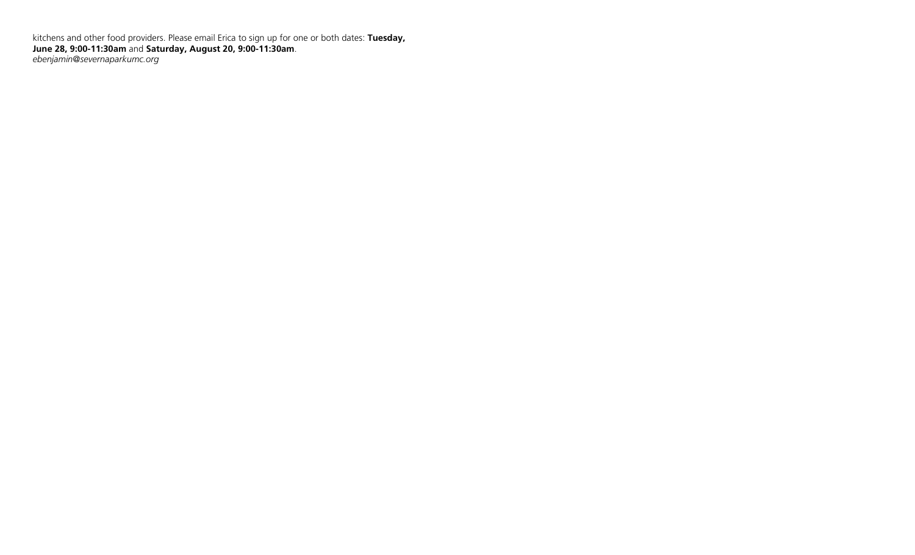kitchens and other food providers. Please email Erica to sign up for one or both dates: **Tuesday, June 28, 9:00-11:30am** and **Saturday, August 20, 9:00-11:30am**.
*ebenjamin@severnaparkumc.org*